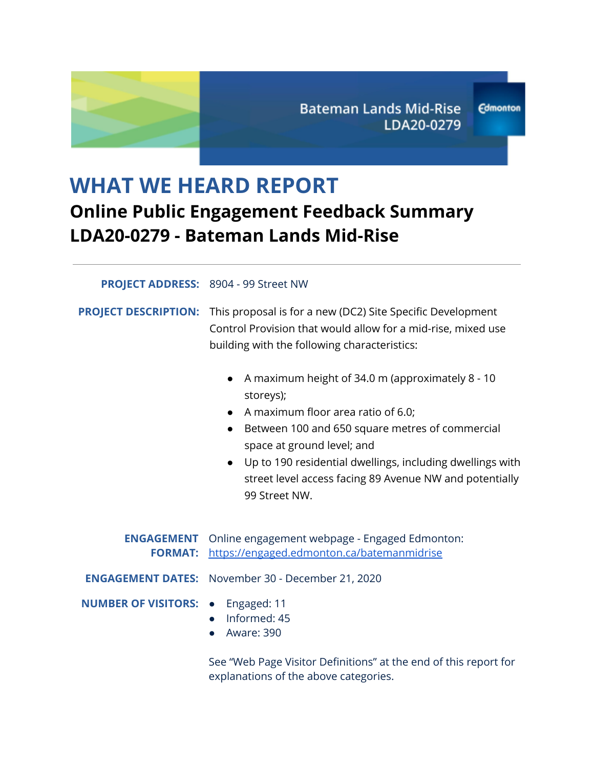Bateman Lands Mid-Rise
LDA20-0279

# WHAT WE HEARD REPORT

## Online Public Engagement Feedback Summary
## LDA20-0279 - Bateman Lands Mid-Rise

---

**PROJECT ADDRESS:** 8904 - 99 Street NW

**PROJECT DESCRIPTION:** This proposal is for a new (DC2) Site Specific Development Control Provision that would allow for a mid-rise, mixed use building with the following characteristics:

- A maximum height of 34.0 m (approximately 8 - 10 storeys);
- A maximum floor area ratio of 6.0;
- Between 100 and 650 square metres of commercial space at ground level; and
- Up to 190 residential dwellings, including dwellings with street level access facing 89 Avenue NW and potentially 99 Street NW.

**ENGAGEMENT FORMAT:** Online engagement webpage - Engaged Edmonton: https://engaged.edmonton.ca/batemanmidrise

**ENGAGEMENT DATES:** November 30 - December 21, 2020

**NUMBER OF VISITORS:**

- Engaged: 11
- Informed: 45
- Aware: 390

See "Web Page Visitor Definitions" at the end of this report for explanations of the above categories.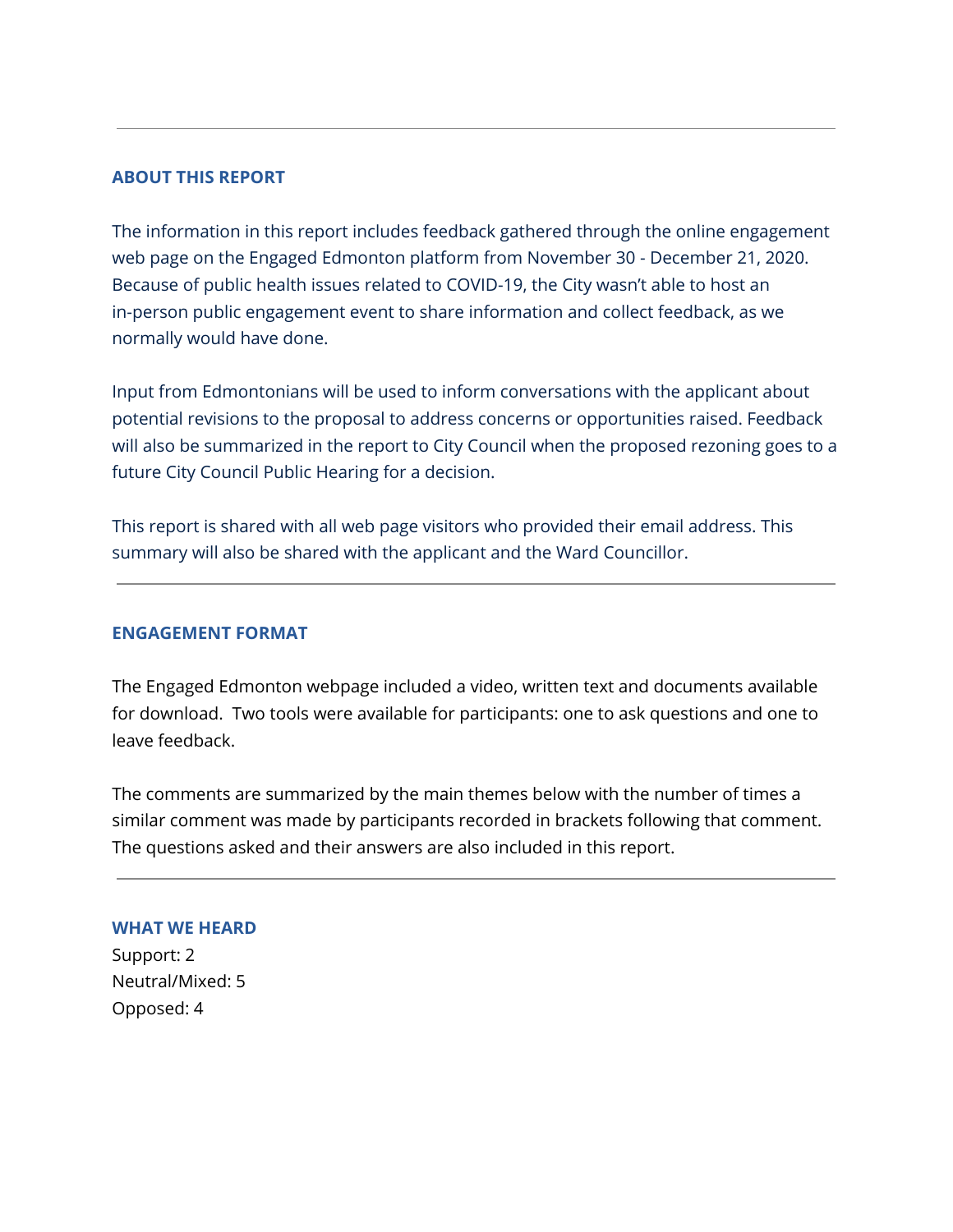## ABOUT THIS REPORT

The information in this report includes feedback gathered through the online engagement web page on the Engaged Edmonton platform from November 30 - December 21, 2020. Because of public health issues related to COVID-19, the City wasn't able to host an in-person public engagement event to share information and collect feedback, as we normally would have done.

Input from Edmontonians will be used to inform conversations with the applicant about potential revisions to the proposal to address concerns or opportunities raised. Feedback will also be summarized in the report to City Council when the proposed rezoning goes to a future City Council Public Hearing for a decision.

This report is shared with all web page visitors who provided their email address. This summary will also be shared with the applicant and the Ward Councillor.

---

## ENGAGEMENT FORMAT

The Engaged Edmonton webpage included a video, written text and documents available for download. Two tools were available for participants: one to ask questions and one to leave feedback.

The comments are summarized by the main themes below with the number of times a similar comment was made by participants recorded in brackets following that comment. The questions asked and their answers are also included in this report.

---

## WHAT WE HEARD

Support: 2
Neutral/Mixed: 5
Opposed: 4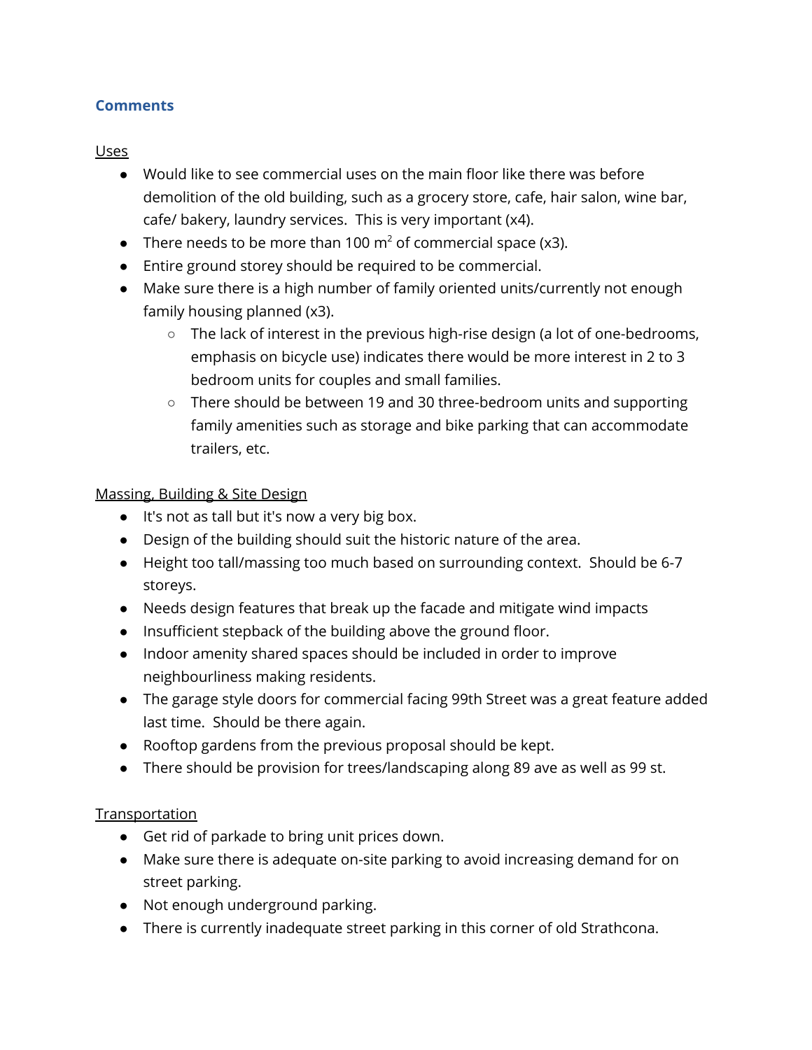### Comments

Uses

- Would like to see commercial uses on the main floor like there was before demolition of the old building, such as a grocery store, cafe, hair salon, wine bar, cafe/ bakery, laundry services. This is very important (x4).
- There needs to be more than 100 $m^2$ of commercial space (x3).
- Entire ground storey should be required to be commercial.
- Make sure there is a high number of family oriented units/currently not enough family housing planned (x3).
  - The lack of interest in the previous high-rise design (a lot of one-bedrooms, emphasis on bicycle use) indicates there would be more interest in 2 to 3 bedroom units for couples and small families.
  - There should be between 19 and 30 three-bedroom units and supporting family amenities such as storage and bike parking that can accommodate trailers, etc.

Massing, Building & Site Design

- It's not as tall but it's now a very big box.
- Design of the building should suit the historic nature of the area.
- Height too tall/massing too much based on surrounding context. Should be 6-7 storeys.
- Needs design features that break up the facade and mitigate wind impacts
- Insufficient stepback of the building above the ground floor.
- Indoor amenity shared spaces should be included in order to improve neighbourliness making residents.
- The garage style doors for commercial facing 99th Street was a great feature added last time. Should be there again.
- Rooftop gardens from the previous proposal should be kept.
- There should be provision for trees/landscaping along 89 ave as well as 99 st.

Transportation

- Get rid of parkade to bring unit prices down.
- Make sure there is adequate on-site parking to avoid increasing demand for on street parking.
- Not enough underground parking.
- There is currently inadequate street parking in this corner of old Strathcona.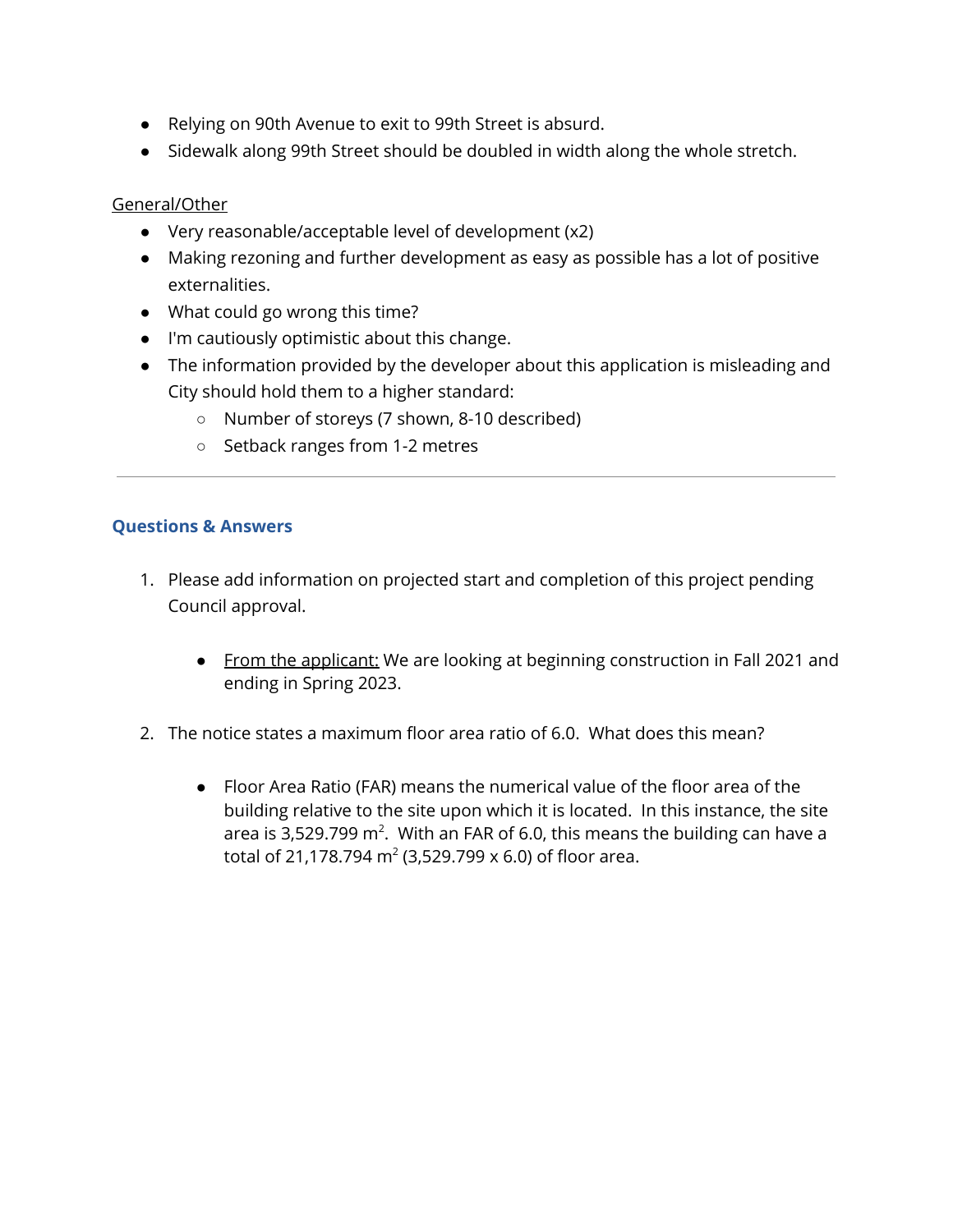- Relying on 90th Avenue to exit to 99th Street is absurd.
- Sidewalk along 99th Street should be doubled in width along the whole stretch.

General/Other

- Very reasonable/acceptable level of development (x2)
- Making rezoning and further development as easy as possible has a lot of positive externalities.
- What could go wrong this time?
- I'm cautiously optimistic about this change.
- The information provided by the developer about this application is misleading and City should hold them to a higher standard:
  - Number of storeys (7 shown, 8-10 described)
  - Setback ranges from 1-2 metres

---

## Questions & Answers

1. Please add information on projected start and completion of this project pending Council approval.

   - From the applicant: We are looking at beginning construction in Fall 2021 and ending in Spring 2023.

2. The notice states a maximum floor area ratio of 6.0. What does this mean?

   - Floor Area Ratio (FAR) means the numerical value of the floor area of the building relative to the site upon which it is located. In this instance, the site area is 3,529.799 $m^2$. With an FAR of 6.0, this means the building can have a total of 21,178.794 $m^2$ (3,529.799 x 6.0) of floor area.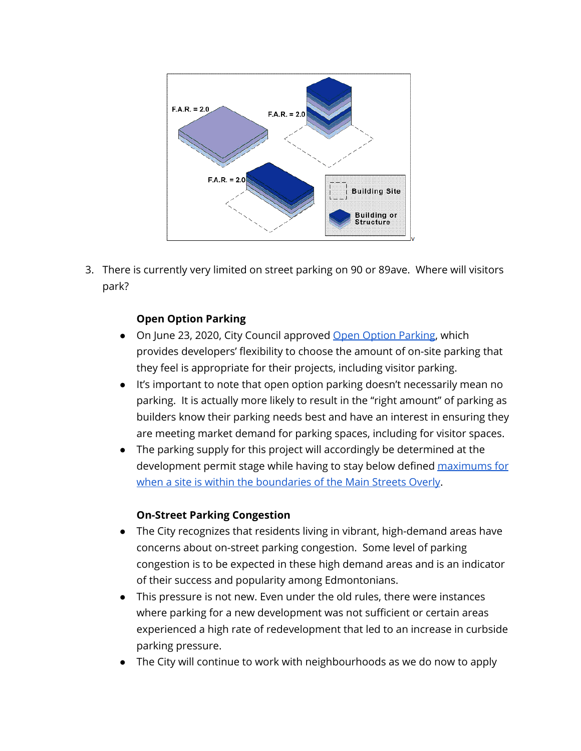3. There is currently very limited on street parking on 90 or 89ave. Where will visitors park?

**Open Option Parking**

- On June 23, 2020, City Council approved [Open Option Parking](), which provides developers' flexibility to choose the amount of on-site parking that they feel is appropriate for their projects, including visitor parking.
- It's important to note that open option parking doesn't necessarily mean no parking. It is actually more likely to result in the "right amount" of parking as builders know their parking needs best and have an interest in ensuring they are meeting market demand for parking spaces, including for visitor spaces.
- The parking supply for this project will accordingly be determined at the development permit stage while having to stay below defined [maximums for when a site is within the boundaries of the Main Streets Overly]().

**On-Street Parking Congestion**

- The City recognizes that residents living in vibrant, high-demand areas have concerns about on-street parking congestion. Some level of parking congestion is to be expected in these high demand areas and is an indicator of their success and popularity among Edmontonians.
- This pressure is not new. Even under the old rules, there were instances where parking for a new development was not sufficient or certain areas experienced a high rate of redevelopment that led to an increase in curbside parking pressure.
- The City will continue to work with neighbourhoods as we do now to apply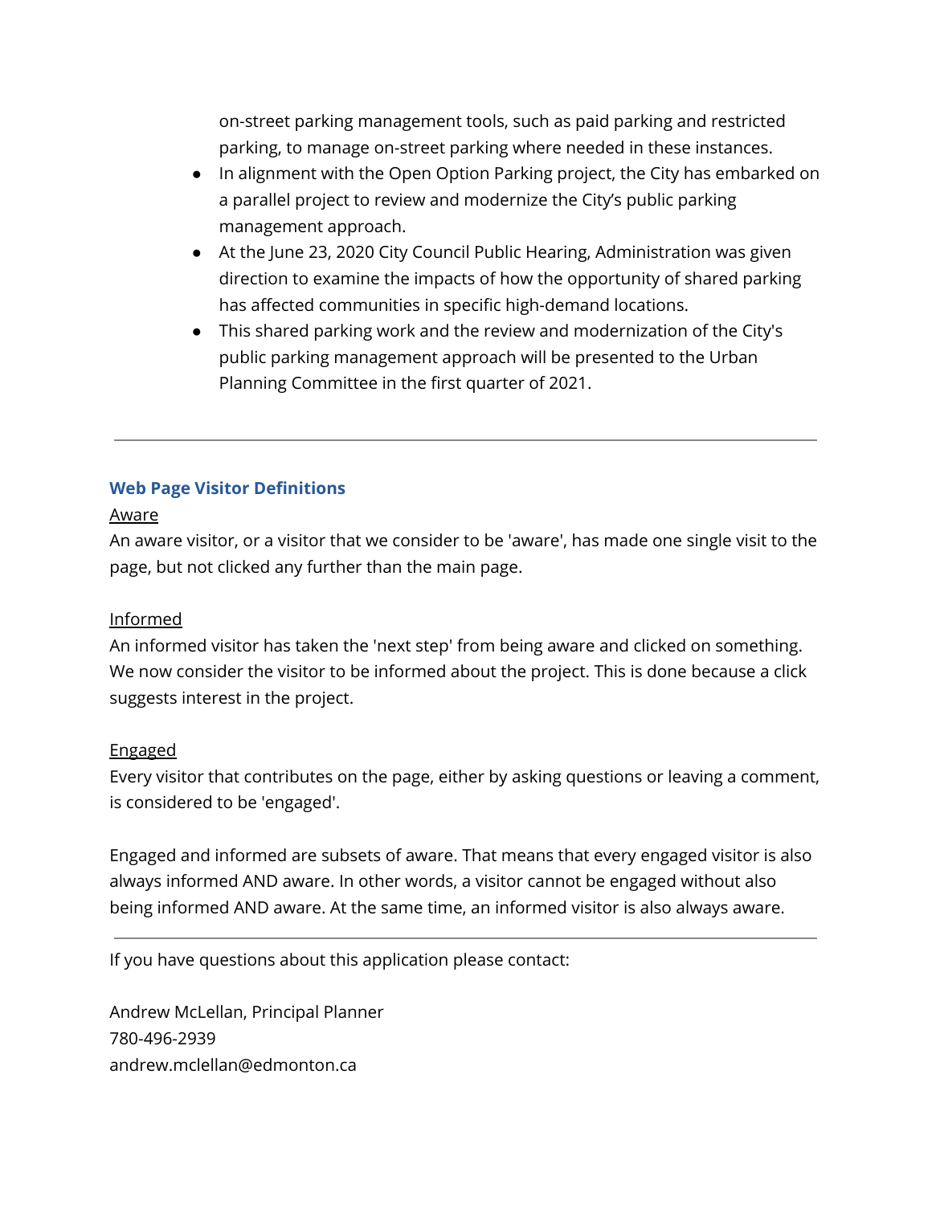on-street parking management tools, such as paid parking and restricted parking, to manage on-street parking where needed in these instances.

- In alignment with the Open Option Parking project, the City has embarked on a parallel project to review and modernize the City's public parking management approach.
- At the June 23, 2020 City Council Public Hearing, Administration was given direction to examine the impacts of how the opportunity of shared parking has affected communities in specific high-demand locations.
- This shared parking work and the review and modernization of the City's public parking management approach will be presented to the Urban Planning Committee in the first quarter of 2021.

---

### Web Page Visitor Definitions

<u>Aware</u>

An aware visitor, or a visitor that we consider to be 'aware', has made one single visit to the page, but not clicked any further than the main page.

<u>Informed</u>

An informed visitor has taken the 'next step' from being aware and clicked on something. We now consider the visitor to be informed about the project. This is done because a click suggests interest in the project.

<u>Engaged</u>

Every visitor that contributes on the page, either by asking questions or leaving a comment, is considered to be 'engaged'.

Engaged and informed are subsets of aware. That means that every engaged visitor is also always informed AND aware. In other words, a visitor cannot be engaged without also being informed AND aware. At the same time, an informed visitor is also always aware.

---

If you have questions about this application please contact:

Andrew McLellan, Principal Planner
780-496-2939
andrew.mclellan@edmonton.ca